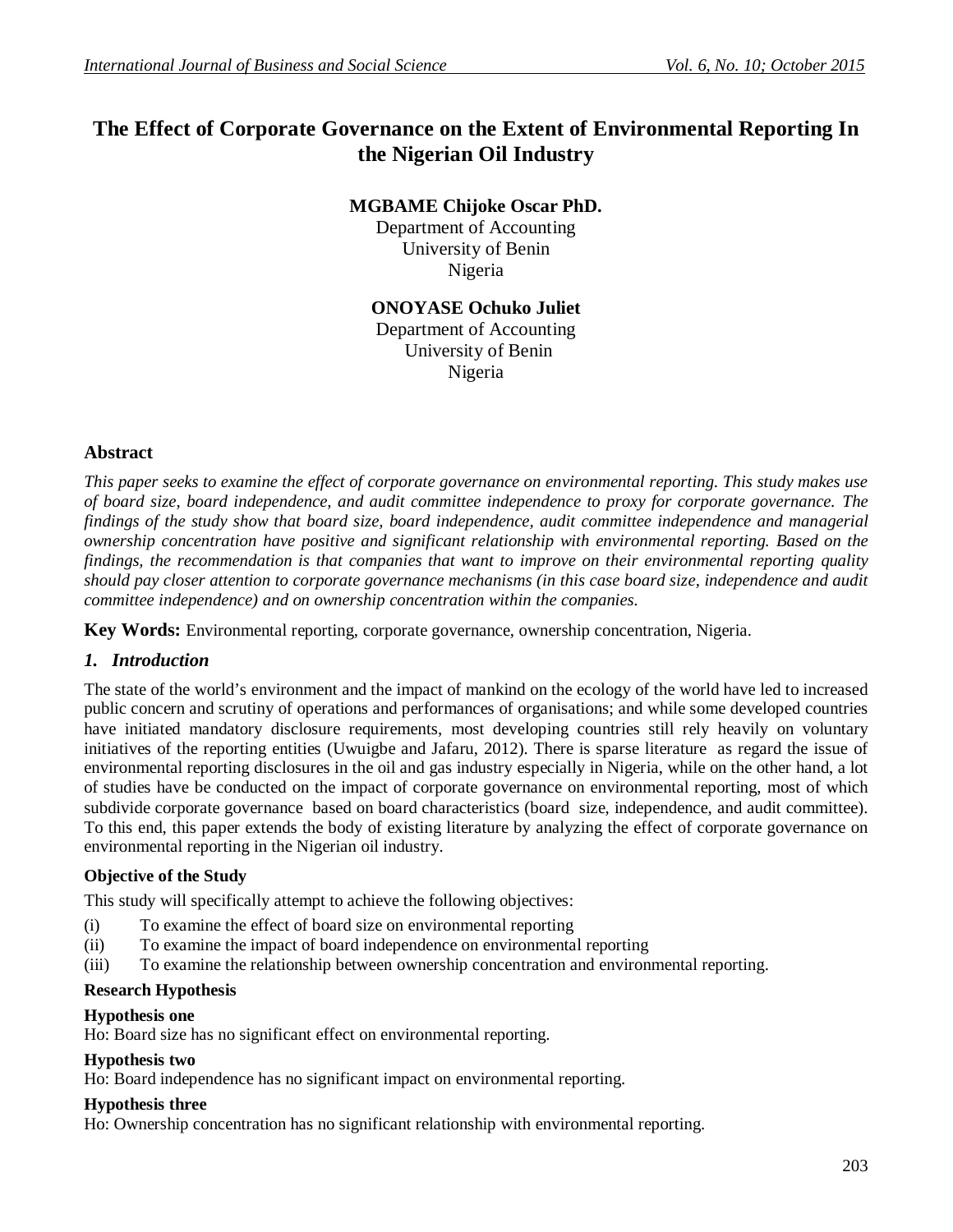# The Effect of Corporate Governance on the Extent of Environmental Reporting In the Nigerian Oil Industry

**MGBAME Chijoke Oscar PhD.**
Department of Accounting
University of Benin
Nigeria

**ONOYASE Ochuko Juliet**
Department of Accounting
University of Benin
Nigeria

## Abstract

*This paper seeks to examine the effect of corporate governance on environmental reporting. This study makes use of board size, board independence, and audit committee independence to proxy for corporate governance. The findings of the study show that board size, board independence, audit committee independence and managerial ownership concentration have positive and significant relationship with environmental reporting. Based on the findings, the recommendation is that companies that want to improve on their environmental reporting quality should pay closer attention to corporate governance mechanisms (in this case board size, independence and audit committee independence) and on ownership concentration within the companies.*

**Key Words:** Environmental reporting, corporate governance, ownership concentration, Nigeria.

## *1. Introduction*

The state of the world's environment and the impact of mankind on the ecology of the world have led to increased public concern and scrutiny of operations and performances of organisations; and while some developed countries have initiated mandatory disclosure requirements, most developing countries still rely heavily on voluntary initiatives of the reporting entities (Uwuigbe and Jafaru, 2012). There is sparse literature as regard the issue of environmental reporting disclosures in the oil and gas industry especially in Nigeria, while on the other hand, a lot of studies have be conducted on the impact of corporate governance on environmental reporting, most of which subdivide corporate governance based on board characteristics (board size, independence, and audit committee). To this end, this paper extends the body of existing literature by analyzing the effect of corporate governance on environmental reporting in the Nigerian oil industry.

### Objective of the Study

This study will specifically attempt to achieve the following objectives:

(i) To examine the effect of board size on environmental reporting
(ii) To examine the impact of board independence on environmental reporting
(iii) To examine the relationship between ownership concentration and environmental reporting.

### Research Hypothesis

**Hypothesis one**
Ho: Board size has no significant effect on environmental reporting.

**Hypothesis two**
Ho: Board independence has no significant impact on environmental reporting.

**Hypothesis three**
Ho: Ownership concentration has no significant relationship with environmental reporting.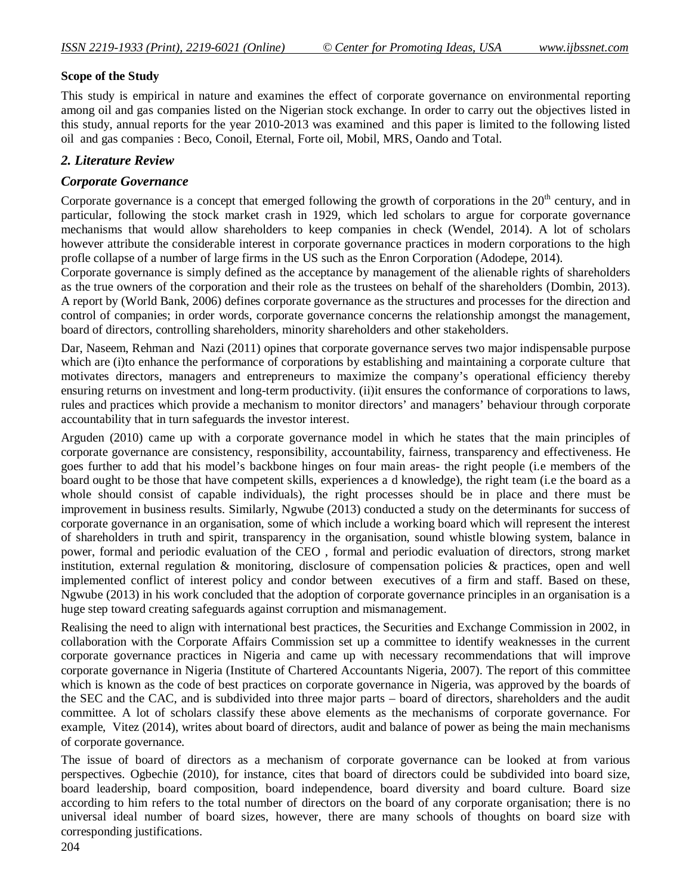**Scope of the Study**

This study is empirical in nature and examines the effect of corporate governance on environmental reporting among oil and gas companies listed on the Nigerian stock exchange. In order to carry out the objectives listed in this study, annual reports for the year 2010-2013 was examined and this paper is limited to the following listed oil and gas companies : Beco, Conoil, Eternal, Forte oil, Mobil, MRS, Oando and Total.

## *2. Literature Review*

### *Corporate Governance*

Corporate governance is a concept that emerged following the growth of corporations in the 20th century, and in particular, following the stock market crash in 1929, which led scholars to argue for corporate governance mechanisms that would allow shareholders to keep companies in check (Wendel, 2014). A lot of scholars however attribute the considerable interest in corporate governance practices in modern corporations to the high profle collapse of a number of large firms in the US such as the Enron Corporation (Adodepe, 2014).

Corporate governance is simply defined as the acceptance by management of the alienable rights of shareholders as the true owners of the corporation and their role as the trustees on behalf of the shareholders (Dombin, 2013). A report by (World Bank, 2006) defines corporate governance as the structures and processes for the direction and control of companies; in order words, corporate governance concerns the relationship amongst the management, board of directors, controlling shareholders, minority shareholders and other stakeholders.

Dar, Naseem, Rehman and Nazi (2011) opines that corporate governance serves two major indispensable purpose which are (i)to enhance the performance of corporations by establishing and maintaining a corporate culture that motivates directors, managers and entrepreneurs to maximize the company's operational efficiency thereby ensuring returns on investment and long-term productivity. (ii)it ensures the conformance of corporations to laws, rules and practices which provide a mechanism to monitor directors' and managers' behaviour through corporate accountability that in turn safeguards the investor interest.

Arguden (2010) came up with a corporate governance model in which he states that the main principles of corporate governance are consistency, responsibility, accountability, fairness, transparency and effectiveness. He goes further to add that his model's backbone hinges on four main areas- the right people (i.e members of the board ought to be those that have competent skills, experiences a d knowledge), the right team (i.e the board as a whole should consist of capable individuals), the right processes should be in place and there must be improvement in business results. Similarly, Ngwube (2013) conducted a study on the determinants for success of corporate governance in an organisation, some of which include a working board which will represent the interest of shareholders in truth and spirit, transparency in the organisation, sound whistle blowing system, balance in power, formal and periodic evaluation of the CEO , formal and periodic evaluation of directors, strong market institution, external regulation & monitoring, disclosure of compensation policies & practices, open and well implemented conflict of interest policy and condor between executives of a firm and staff. Based on these, Ngwube (2013) in his work concluded that the adoption of corporate governance principles in an organisation is a huge step toward creating safeguards against corruption and mismanagement.

Realising the need to align with international best practices, the Securities and Exchange Commission in 2002, in collaboration with the Corporate Affairs Commission set up a committee to identify weaknesses in the current corporate governance practices in Nigeria and came up with necessary recommendations that will improve corporate governance in Nigeria (Institute of Chartered Accountants Nigeria, 2007). The report of this committee which is known as the code of best practices on corporate governance in Nigeria, was approved by the boards of the SEC and the CAC, and is subdivided into three major parts – board of directors, shareholders and the audit committee. A lot of scholars classify these above elements as the mechanisms of corporate governance. For example, Vitez (2014), writes about board of directors, audit and balance of power as being the main mechanisms of corporate governance.

The issue of board of directors as a mechanism of corporate governance can be looked at from various perspectives. Ogbechie (2010), for instance, cites that board of directors could be subdivided into board size, board leadership, board composition, board independence, board diversity and board culture. Board size according to him refers to the total number of directors on the board of any corporate organisation; there is no universal ideal number of board sizes, however, there are many schools of thoughts on board size with corresponding justifications.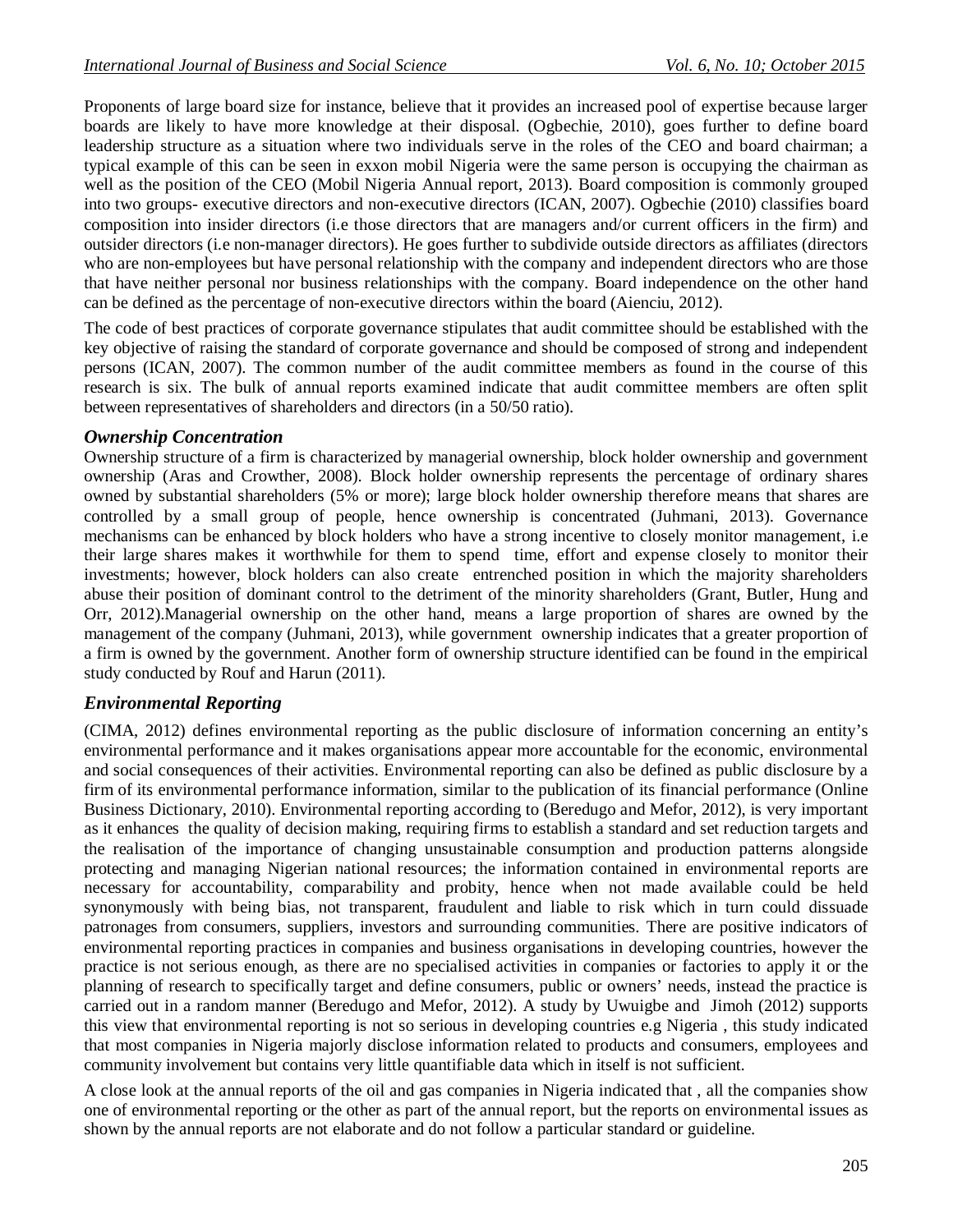Proponents of large board size for instance, believe that it provides an increased pool of expertise because larger boards are likely to have more knowledge at their disposal. (Ogbechie, 2010), goes further to define board leadership structure as a situation where two individuals serve in the roles of the CEO and board chairman; a typical example of this can be seen in exxon mobil Nigeria were the same person is occupying the chairman as well as the position of the CEO (Mobil Nigeria Annual report, 2013). Board composition is commonly grouped into two groups- executive directors and non-executive directors (ICAN, 2007). Ogbechie (2010) classifies board composition into insider directors (i.e those directors that are managers and/or current officers in the firm) and outsider directors (i.e non-manager directors). He goes further to subdivide outside directors as affiliates (directors who are non-employees but have personal relationship with the company and independent directors who are those that have neither personal nor business relationships with the company. Board independence on the other hand can be defined as the percentage of non-executive directors within the board (Aienciu, 2012).

The code of best practices of corporate governance stipulates that audit committee should be established with the key objective of raising the standard of corporate governance and should be composed of strong and independent persons (ICAN, 2007). The common number of the audit committee members as found in the course of this research is six. The bulk of annual reports examined indicate that audit committee members are often split between representatives of shareholders and directors (in a 50/50 ratio).

### *Ownership Concentration*

Ownership structure of a firm is characterized by managerial ownership, block holder ownership and government ownership (Aras and Crowther, 2008). Block holder ownership represents the percentage of ordinary shares owned by substantial shareholders (5% or more); large block holder ownership therefore means that shares are controlled by a small group of people, hence ownership is concentrated (Juhmani, 2013). Governance mechanisms can be enhanced by block holders who have a strong incentive to closely monitor management, i.e their large shares makes it worthwhile for them to spend time, effort and expense closely to monitor their investments; however, block holders can also create entrenched position in which the majority shareholders abuse their position of dominant control to the detriment of the minority shareholders (Grant, Butler, Hung and Orr, 2012).Managerial ownership on the other hand, means a large proportion of shares are owned by the management of the company (Juhmani, 2013), while government ownership indicates that a greater proportion of a firm is owned by the government. Another form of ownership structure identified can be found in the empirical study conducted by Rouf and Harun (2011).

### *Environmental Reporting*

(CIMA, 2012) defines environmental reporting as the public disclosure of information concerning an entity's environmental performance and it makes organisations appear more accountable for the economic, environmental and social consequences of their activities. Environmental reporting can also be defined as public disclosure by a firm of its environmental performance information, similar to the publication of its financial performance (Online Business Dictionary, 2010). Environmental reporting according to (Beredugo and Mefor, 2012), is very important as it enhances the quality of decision making, requiring firms to establish a standard and set reduction targets and the realisation of the importance of changing unsustainable consumption and production patterns alongside protecting and managing Nigerian national resources; the information contained in environmental reports are necessary for accountability, comparability and probity, hence when not made available could be held synonymously with being bias, not transparent, fraudulent and liable to risk which in turn could dissuade patronages from consumers, suppliers, investors and surrounding communities. There are positive indicators of environmental reporting practices in companies and business organisations in developing countries, however the practice is not serious enough, as there are no specialised activities in companies or factories to apply it or the planning of research to specifically target and define consumers, public or owners' needs, instead the practice is carried out in a random manner (Beredugo and Mefor, 2012). A study by Uwuigbe and Jimoh (2012) supports this view that environmental reporting is not so serious in developing countries e.g Nigeria , this study indicated that most companies in Nigeria majorly disclose information related to products and consumers, employees and community involvement but contains very little quantifiable data which in itself is not sufficient.

A close look at the annual reports of the oil and gas companies in Nigeria indicated that , all the companies show one of environmental reporting or the other as part of the annual report, but the reports on environmental issues as shown by the annual reports are not elaborate and do not follow a particular standard or guideline.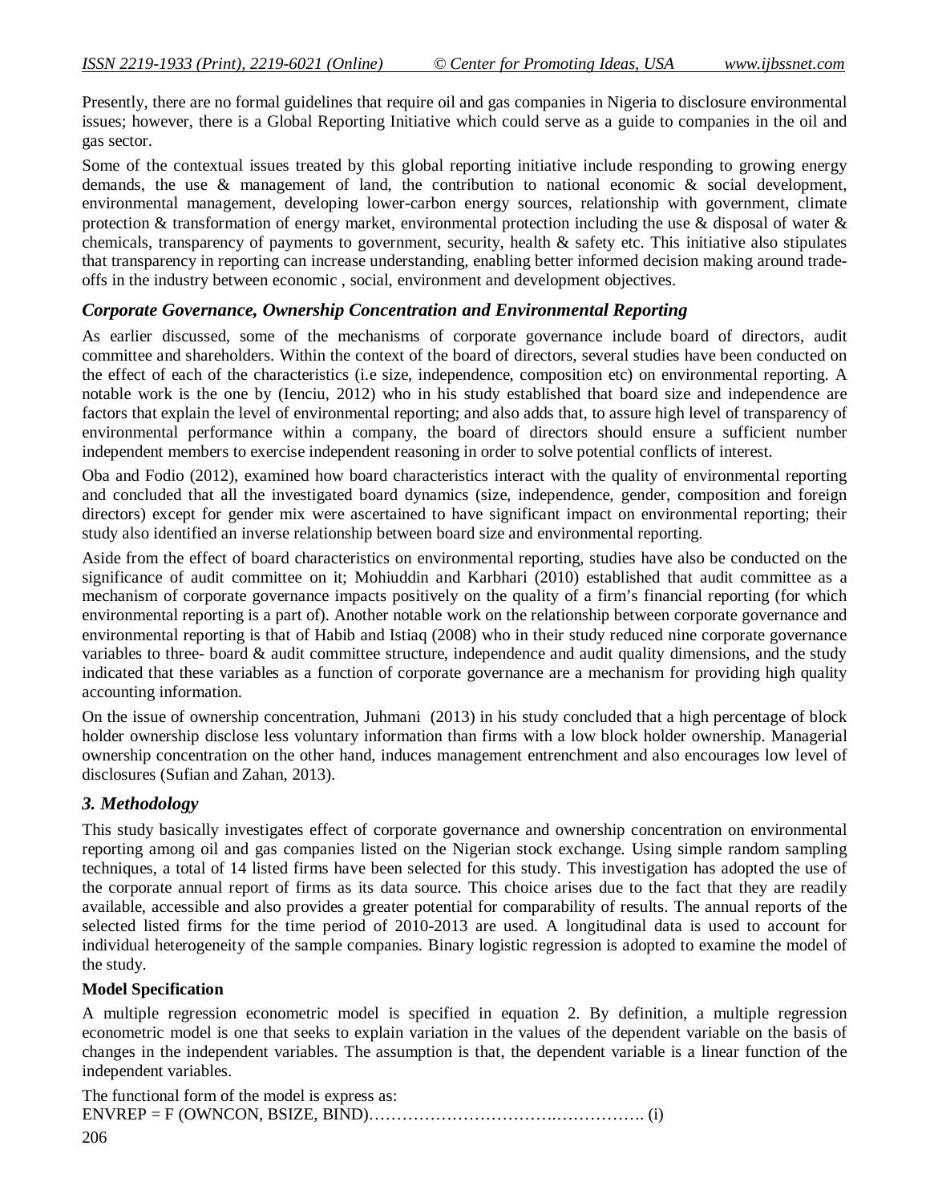Presently, there are no formal guidelines that require oil and gas companies in Nigeria to disclosure environmental issues; however, there is a Global Reporting Initiative which could serve as a guide to companies in the oil and gas sector.

Some of the contextual issues treated by this global reporting initiative include responding to growing energy demands, the use & management of land, the contribution to national economic & social development, environmental management, developing lower-carbon energy sources, relationship with government, climate protection & transformation of energy market, environmental protection including the use & disposal of water & chemicals, transparency of payments to government, security, health & safety etc. This initiative also stipulates that transparency in reporting can increase understanding, enabling better informed decision making around trade-offs in the industry between economic , social, environment and development objectives.

### *Corporate Governance, Ownership Concentration and Environmental Reporting*

As earlier discussed, some of the mechanisms of corporate governance include board of directors, audit committee and shareholders. Within the context of the board of directors, several studies have been conducted on the effect of each of the characteristics (i.e size, independence, composition etc) on environmental reporting. A notable work is the one by (Ienciu, 2012) who in his study established that board size and independence are factors that explain the level of environmental reporting; and also adds that, to assure high level of transparency of environmental performance within a company, the board of directors should ensure a sufficient number independent members to exercise independent reasoning in order to solve potential conflicts of interest.

Oba and Fodio (2012), examined how board characteristics interact with the quality of environmental reporting and concluded that all the investigated board dynamics (size, independence, gender, composition and foreign directors) except for gender mix were ascertained to have significant impact on environmental reporting; their study also identified an inverse relationship between board size and environmental reporting.

Aside from the effect of board characteristics on environmental reporting, studies have also be conducted on the significance of audit committee on it; Mohiuddin and Karbhari (2010) established that audit committee as a mechanism of corporate governance impacts positively on the quality of a firm's financial reporting (for which environmental reporting is a part of). Another notable work on the relationship between corporate governance and environmental reporting is that of Habib and Istiaq (2008) who in their study reduced nine corporate governance variables to three- board & audit committee structure, independence and audit quality dimensions, and the study indicated that these variables as a function of corporate governance are a mechanism for providing high quality accounting information.

On the issue of ownership concentration, Juhmani (2013) in his study concluded that a high percentage of block holder ownership disclose less voluntary information than firms with a low block holder ownership. Managerial ownership concentration on the other hand, induces management entrenchment and also encourages low level of disclosures (Sufian and Zahan, 2013).

## *3. Methodology*

This study basically investigates effect of corporate governance and ownership concentration on environmental reporting among oil and gas companies listed on the Nigerian stock exchange. Using simple random sampling techniques, a total of 14 listed firms have been selected for this study. This investigation has adopted the use of the corporate annual report of firms as its data source. This choice arises due to the fact that they are readily available, accessible and also provides a greater potential for comparability of results. The annual reports of the selected listed firms for the time period of 2010-2013 are used. A longitudinal data is used to account for individual heterogeneity of the sample companies. Binary logistic regression is adopted to examine the model of the study.

**Model Specification**

A multiple regression econometric model is specified in equation 2. By definition, a multiple regression econometric model is one that seeks to explain variation in the values of the dependent variable on the basis of changes in the independent variables. The assumption is that, the dependent variable is a linear function of the independent variables.

The functional form of the model is express as:

ENVREP = F (OWNCON, BSIZE, BIND)……………………………….……………. (i)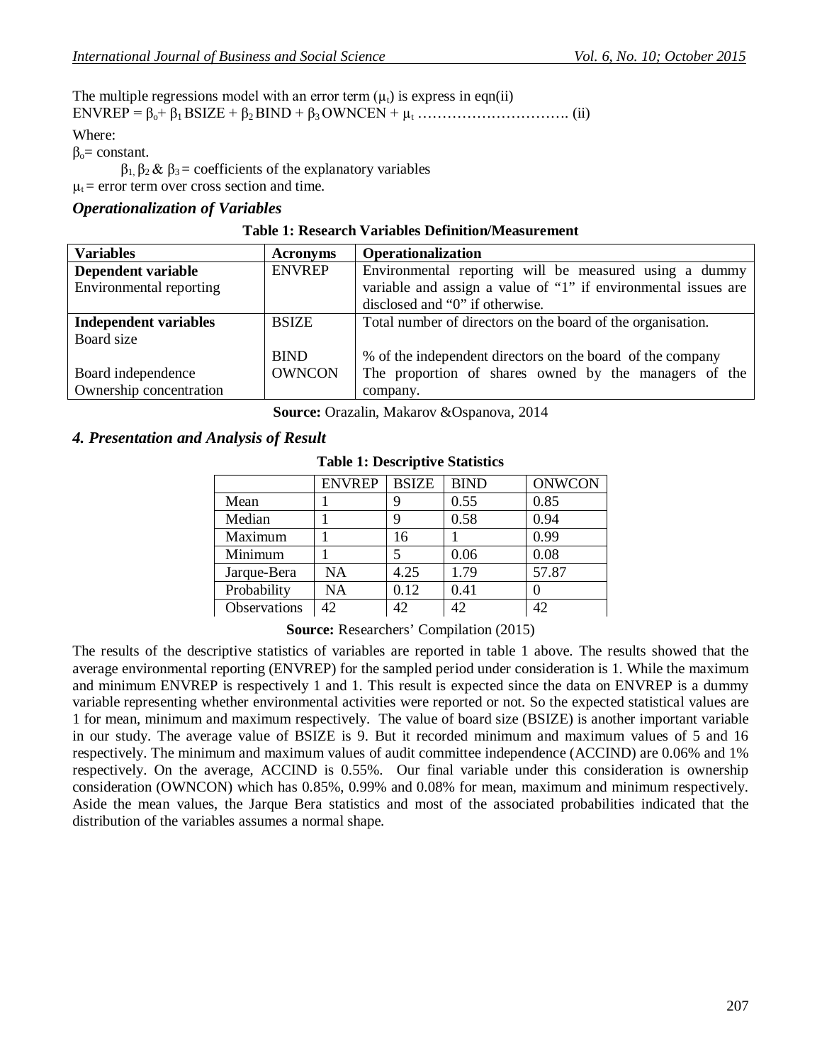The multiple regressions model with an error term ($\mu_t$) is express in eqn(ii)

$$ENVREP = \beta_o + \beta_1 BSIZE + \beta_2 BIND + \beta_3 OWNCEN + \mu_t \text{ …………………………. (ii)}$$

Where:

$\beta_o$= constant.

$\beta_1, \beta_2$ & $\beta_3$ = coefficients of the explanatory variables

$\mu_t$ = error term over cross section and time.

### *Operationalization of Variables*

**Table 1: Research Variables Definition/Measurement**

| **Variables** | **Acronyms** | **Operationalization** |
| --- | --- | --- |
| **Dependent variable**<br>Environmental reporting | ENVREP | Environmental reporting will be measured using a dummy variable and assign a value of "1" if environmental issues are disclosed and "0" if otherwise. |
| **Independent variables**<br>Board size | BSIZE | Total number of directors on the board of the organisation. |
| Board independence | BIND | % of the independent directors on the board of the company |
| Ownership concentration | OWNCON | The proportion of shares owned by the managers of the company. |

**Source:** Orazalin, Makarov &Ospanova, 2014

## *4. Presentation and Analysis of Result*

**Table 1: Descriptive Statistics**

| | ENVREP | BSIZE | BIND | ONWCON |
| --- | --- | --- | --- | --- |
| Mean | 1 | 9 | 0.55 | 0.85 |
| Median | 1 | 9 | 0.58 | 0.94 |
| Maximum | 1 | 16 | 1 | 0.99 |
| Minimum | 1 | 5 | 0.06 | 0.08 |
| Jarque-Bera | NA | 4.25 | 1.79 | 57.87 |
| Probability | NA | 0.12 | 0.41 | 0 |
| Observations | 42 | 42 | 42 | 42 |

**Source:** Researchers' Compilation (2015)

The results of the descriptive statistics of variables are reported in table 1 above. The results showed that the average environmental reporting (ENVREP) for the sampled period under consideration is 1. While the maximum and minimum ENVREP is respectively 1 and 1. This result is expected since the data on ENVREP is a dummy variable representing whether environmental activities were reported or not. So the expected statistical values are 1 for mean, minimum and maximum respectively. The value of board size (BSIZE) is another important variable in our study. The average value of BSIZE is 9. But it recorded minimum and maximum values of 5 and 16 respectively. The minimum and maximum values of audit committee independence (ACCIND) are 0.06% and 1% respectively. On the average, ACCIND is 0.55%. Our final variable under this consideration is ownership consideration (OWNCON) which has 0.85%, 0.99% and 0.08% for mean, maximum and minimum respectively. Aside the mean values, the Jarque Bera statistics and most of the associated probabilities indicated that the distribution of the variables assumes a normal shape.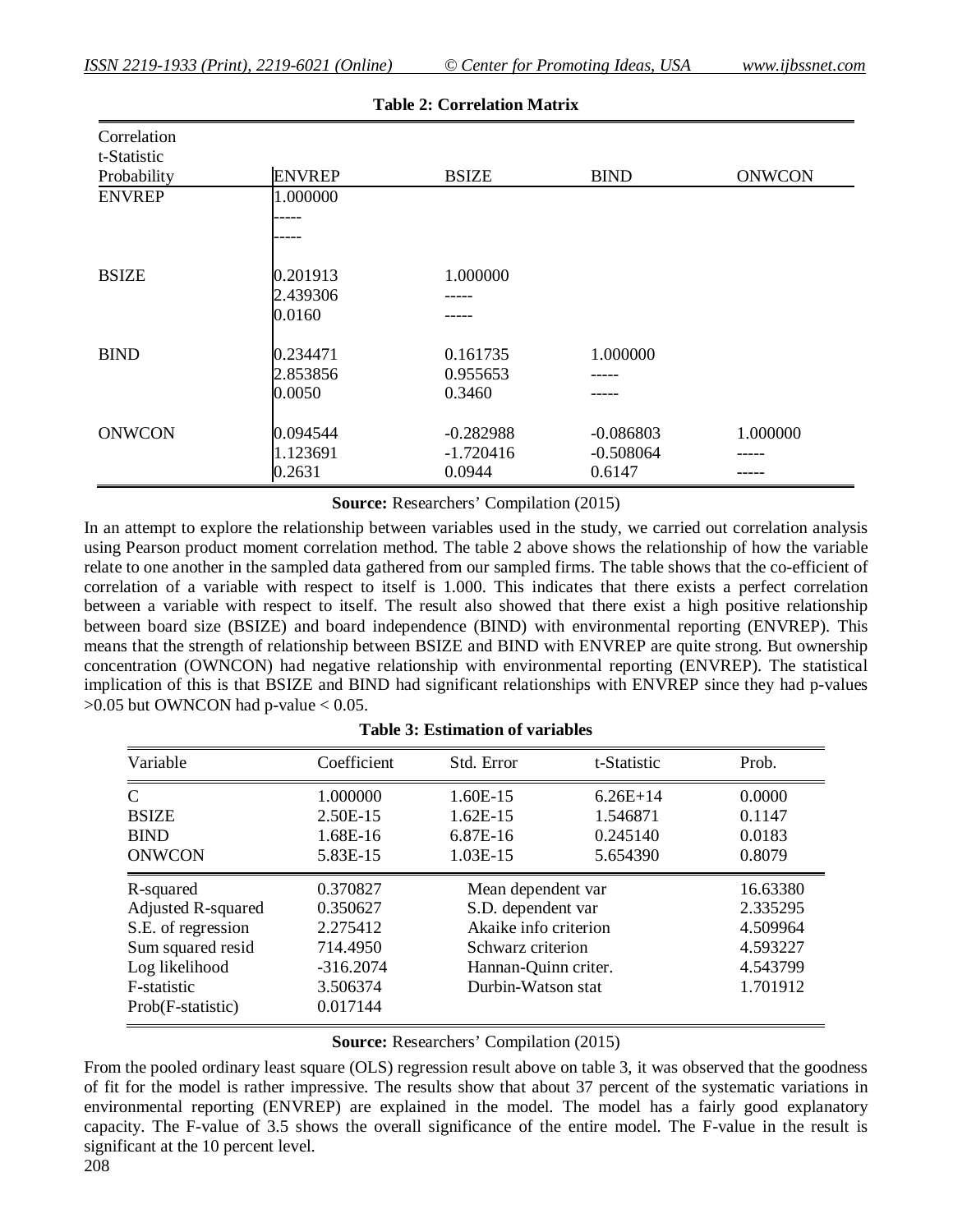**Table 2: Correlation Matrix**

| Correlation<br>t-Statistic<br>Probability | ENVREP | BSIZE | BIND | ONWCON |
|---|---|---|---|---|
| ENVREP | 1.000000<br>-----<br>----- | | | |
| BSIZE | 0.201913<br>2.439306<br>0.0160 | 1.000000<br>-----<br>----- | | |
| BIND | 0.234471<br>2.853856<br>0.0050 | 0.161735<br>0.955653<br>0.3460 | 1.000000<br>-----<br>----- | |
| ONWCON | 0.094544<br>1.123691<br>0.2631 | -0.282988<br>-1.720416<br>0.0944 | -0.086803<br>-0.508064<br>0.6147 | 1.000000<br>-----<br>----- |

**Source:** Researchers' Compilation (2015)

In an attempt to explore the relationship between variables used in the study, we carried out correlation analysis using Pearson product moment correlation method. The table 2 above shows the relationship of how the variable relate to one another in the sampled data gathered from our sampled firms. The table shows that the co-efficient of correlation of a variable with respect to itself is 1.000. This indicates that there exists a perfect correlation between a variable with respect to itself. The result also showed that there exist a high positive relationship between board size (BSIZE) and board independence (BIND) with environmental reporting (ENVREP). This means that the strength of relationship between BSIZE and BIND with ENVREP are quite strong. But ownership concentration (OWNCON) had negative relationship with environmental reporting (ENVREP). The statistical implication of this is that BSIZE and BIND had significant relationships with ENVREP since they had p-values >0.05 but OWNCON had p-value < 0.05.

**Table 3: Estimation of variables**

| Variable | Coefficient | Std. Error | t-Statistic | Prob. |
|---|---|---|---|---|
| C | 1.000000 | 1.60E-15 | 6.26E+14 | 0.0000 |
| BSIZE | 2.50E-15 | 1.62E-15 | 1.546871 | 0.1147 |
| BIND | 1.68E-16 | 6.87E-16 | 0.245140 | 0.0183 |
| ONWCON | 5.83E-15 | 1.03E-15 | 5.654390 | 0.8079 |
| R-squared | 0.370827 | Mean dependent var | | 16.63380 |
| Adjusted R-squared | 0.350627 | S.D. dependent var | | 2.335295 |
| S.E. of regression | 2.275412 | Akaike info criterion | | 4.509964 |
| Sum squared resid | 714.4950 | Schwarz criterion | | 4.593227 |
| Log likelihood | -316.2074 | Hannan-Quinn criter. | | 4.543799 |
| F-statistic | 3.506374 | Durbin-Watson stat | | 1.701912 |
| Prob(F-statistic) | 0.017144 | | | |

**Source:** Researchers' Compilation (2015)

From the pooled ordinary least square (OLS) regression result above on table 3, it was observed that the goodness of fit for the model is rather impressive. The results show that about 37 percent of the systematic variations in environmental reporting (ENVREP) are explained in the model. The model has a fairly good explanatory capacity. The F-value of 3.5 shows the overall significance of the entire model. The F-value in the result is significant at the 10 percent level.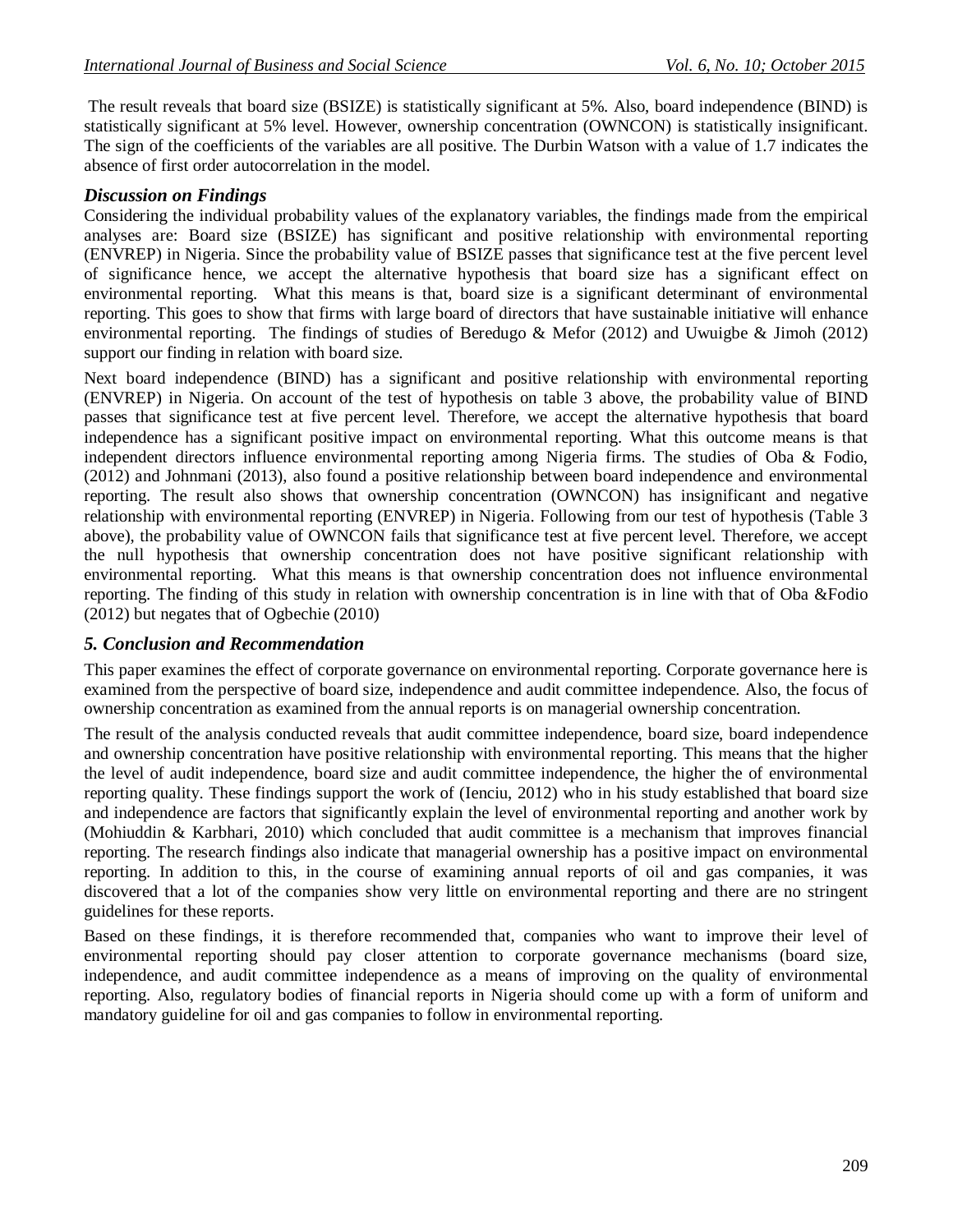The result reveals that board size (BSIZE) is statistically significant at 5%. Also, board independence (BIND) is statistically significant at 5% level. However, ownership concentration (OWNCON) is statistically insignificant. The sign of the coefficients of the variables are all positive. The Durbin Watson with a value of 1.7 indicates the absence of first order autocorrelation in the model.

### *Discussion on Findings*

Considering the individual probability values of the explanatory variables, the findings made from the empirical analyses are: Board size (BSIZE) has significant and positive relationship with environmental reporting (ENVREP) in Nigeria. Since the probability value of BSIZE passes that significance test at the five percent level of significance hence, we accept the alternative hypothesis that board size has a significant effect on environmental reporting. What this means is that, board size is a significant determinant of environmental reporting. This goes to show that firms with large board of directors that have sustainable initiative will enhance environmental reporting. The findings of studies of Beredugo & Mefor (2012) and Uwuigbe & Jimoh (2012) support our finding in relation with board size.

Next board independence (BIND) has a significant and positive relationship with environmental reporting (ENVREP) in Nigeria. On account of the test of hypothesis on table 3 above, the probability value of BIND passes that significance test at five percent level. Therefore, we accept the alternative hypothesis that board independence has a significant positive impact on environmental reporting. What this outcome means is that independent directors influence environmental reporting among Nigeria firms. The studies of Oba & Fodio, (2012) and Johnmani (2013), also found a positive relationship between board independence and environmental reporting. The result also shows that ownership concentration (OWNCON) has insignificant and negative relationship with environmental reporting (ENVREP) in Nigeria. Following from our test of hypothesis (Table 3 above), the probability value of OWNCON fails that significance test at five percent level. Therefore, we accept the null hypothesis that ownership concentration does not have positive significant relationship with environmental reporting. What this means is that ownership concentration does not influence environmental reporting. The finding of this study in relation with ownership concentration is in line with that of Oba &Fodio (2012) but negates that of Ogbechie (2010)

## *5. Conclusion and Recommendation*

This paper examines the effect of corporate governance on environmental reporting. Corporate governance here is examined from the perspective of board size, independence and audit committee independence. Also, the focus of ownership concentration as examined from the annual reports is on managerial ownership concentration.

The result of the analysis conducted reveals that audit committee independence, board size, board independence and ownership concentration have positive relationship with environmental reporting. This means that the higher the level of audit independence, board size and audit committee independence, the higher the of environmental reporting quality. These findings support the work of (Ienciu, 2012) who in his study established that board size and independence are factors that significantly explain the level of environmental reporting and another work by (Mohiuddin & Karbhari, 2010) which concluded that audit committee is a mechanism that improves financial reporting. The research findings also indicate that managerial ownership has a positive impact on environmental reporting. In addition to this, in the course of examining annual reports of oil and gas companies, it was discovered that a lot of the companies show very little on environmental reporting and there are no stringent guidelines for these reports.

Based on these findings, it is therefore recommended that, companies who want to improve their level of environmental reporting should pay closer attention to corporate governance mechanisms (board size, independence, and audit committee independence as a means of improving on the quality of environmental reporting. Also, regulatory bodies of financial reports in Nigeria should come up with a form of uniform and mandatory guideline for oil and gas companies to follow in environmental reporting.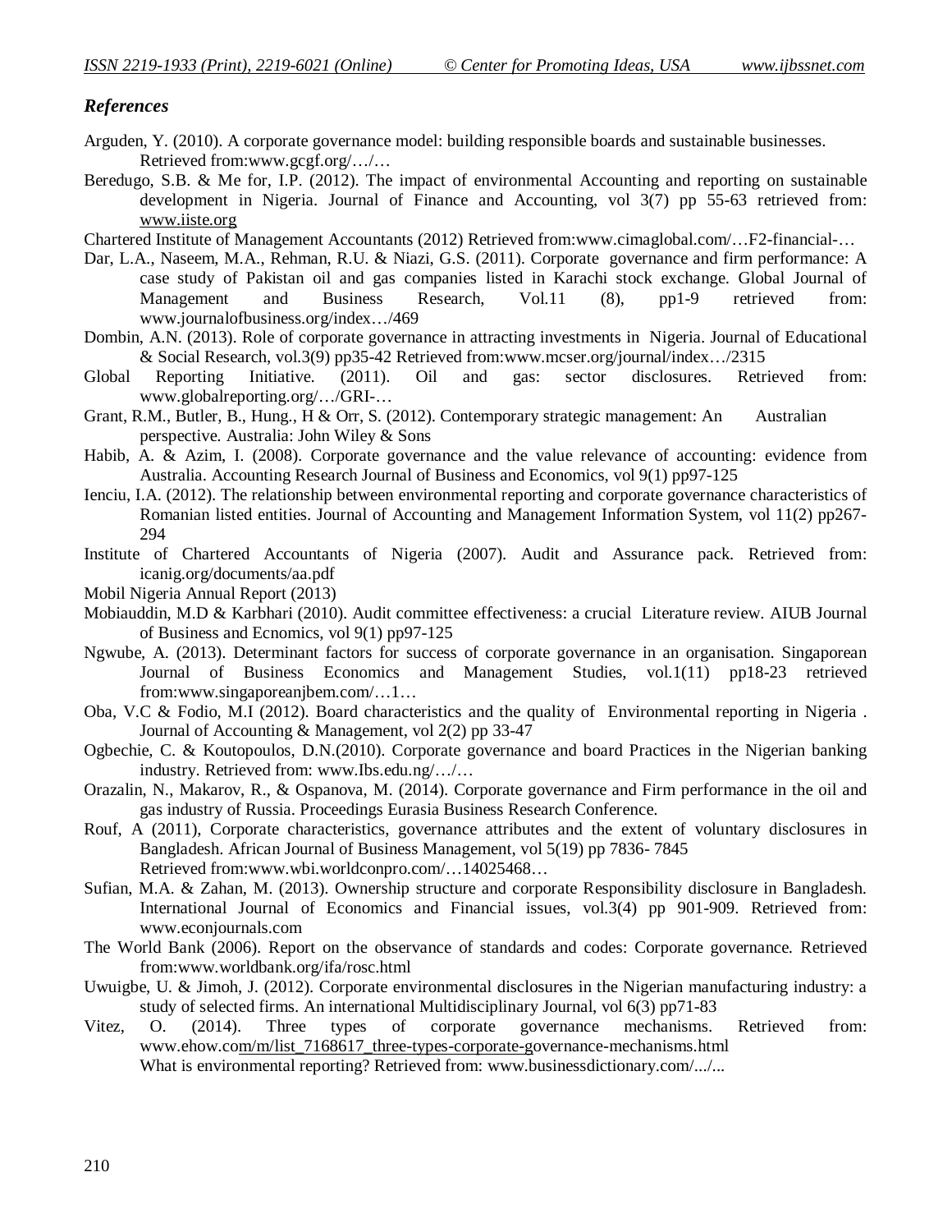### *References*

Arguden, Y. (2010). A corporate governance model: building responsible boards and sustainable businesses. Retrieved from:www.gcgf.org/…/…

Beredugo, S.B. & Me for, I.P. (2012). The impact of environmental Accounting and reporting on sustainable development in Nigeria. Journal of Finance and Accounting, vol 3(7) pp 55-63 retrieved from: www.iiste.org

Chartered Institute of Management Accountants (2012) Retrieved from:www.cimaglobal.com/…F2-financial-…

Dar, L.A., Naseem, M.A., Rehman, R.U. & Niazi, G.S. (2011). Corporate governance and firm performance: A case study of Pakistan oil and gas companies listed in Karachi stock exchange. Global Journal of Management and Business Research, Vol.11 (8), pp1-9 retrieved from: www.journalofbusiness.org/index…/469

Dombin, A.N. (2013). Role of corporate governance in attracting investments in Nigeria. Journal of Educational & Social Research, vol.3(9) pp35-42 Retrieved from:www.mcser.org/journal/index…/2315

Global Reporting Initiative. (2011). Oil and gas: sector disclosures. Retrieved from: www.globalreporting.org/…/GRI-…

Grant, R.M., Butler, B., Hung., H & Orr, S. (2012). Contemporary strategic management: An Australian perspective. Australia: John Wiley & Sons

Habib, A. & Azim, I. (2008). Corporate governance and the value relevance of accounting: evidence from Australia. Accounting Research Journal of Business and Economics, vol 9(1) pp97-125

Ienciu, I.A. (2012). The relationship between environmental reporting and corporate governance characteristics of Romanian listed entities. Journal of Accounting and Management Information System, vol 11(2) pp267-294

Institute of Chartered Accountants of Nigeria (2007). Audit and Assurance pack. Retrieved from: icanig.org/documents/aa.pdf

Mobil Nigeria Annual Report (2013)

Mobiauddin, M.D & Karbhari (2010). Audit committee effectiveness: a crucial Literature review. AIUB Journal of Business and Ecnomics, vol 9(1) pp97-125

Ngwube, A. (2013). Determinant factors for success of corporate governance in an organisation. Singaporean Journal of Business Economics and Management Studies, vol.1(11) pp18-23 retrieved from:www.singaporeanjbem.com/…1…

Oba, V.C & Fodio, M.I (2012). Board characteristics and the quality of Environmental reporting in Nigeria . Journal of Accounting & Management, vol 2(2) pp 33-47

Ogbechie, C. & Koutopoulos, D.N.(2010). Corporate governance and board Practices in the Nigerian banking industry. Retrieved from: www.Ibs.edu.ng/…/…

Orazalin, N., Makarov, R., & Ospanova, M. (2014). Corporate governance and Firm performance in the oil and gas industry of Russia. Proceedings Eurasia Business Research Conference.

Rouf, A (2011), Corporate characteristics, governance attributes and the extent of voluntary disclosures in Bangladesh. African Journal of Business Management, vol 5(19) pp 7836- 7845 Retrieved from:www.wbi.worldconpro.com/…14025468…

Sufian, M.A. & Zahan, M. (2013). Ownership structure and corporate Responsibility disclosure in Bangladesh. International Journal of Economics and Financial issues, vol.3(4) pp 901-909. Retrieved from: www.econjournals.com

The World Bank (2006). Report on the observance of standards and codes: Corporate governance. Retrieved from:www.worldbank.org/ifa/rosc.html

Uwuigbe, U. & Jimoh, J. (2012). Corporate environmental disclosures in the Nigerian manufacturing industry: a study of selected firms. An international Multidisciplinary Journal, vol 6(3) pp71-83

Vitez, O. (2014). Three types of corporate governance mechanisms. Retrieved from: www.ehow.com/m/list_7168617_three-types-corporate-governance-mechanisms.html
What is environmental reporting? Retrieved from: www.businessdictionary.com/.../...